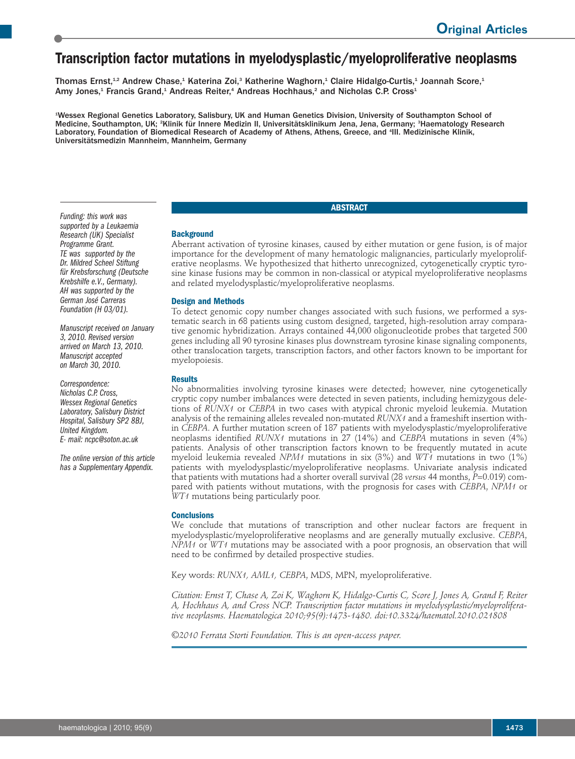Original Articles

# Transcription factor mutations in myelodysplastic/myeloproliferative neoplasms

Thomas Ernst,[1,2] Andrew Chase,[1] Katerina Zoi,[3] Katherine Waghorn,[1] Claire Hidalgo-Curtis,[1] Joannah Score,[1] Amy Jones,[1] Francis Grand,[1] Andreas Reiter,[4] Andreas Hochhaus,[2] and Nicholas C.P. Cross[1]

[1]Wessex Regional Genetics Laboratory, Salisbury, UK and Human Genetics Division, University of Southampton School of Medicine, Southampton, UK; [2]Klinik für Innere Medizin II, Universitätsklinikum Jena, Jena, Germany; [3]Haematology Research Laboratory, Foundation of Biomedical Research of Academy of Athens, Athens, Greece, and [4]III. Medizinische Klinik, Universitätsmedizin Mannheim, Mannheim, Germany

*Funding: this work was supported by a Leukaemia Research (UK) Specialist Programme Grant. TE was supported by the Dr. Mildred Scheel Stiftung für Krebsforschung (Deutsche Krebshilfe e.V., Germany). AH was supported by the German José Carreras Foundation (H 03/01).*

*Manuscript received on January 3, 2010. Revised version arrived on March 13, 2010. Manuscript accepted on March 30, 2010.*

*Correspondence: Nicholas C.P. Cross, Wessex Regional Genetics Laboratory, Salisbury District Hospital, Salisbury SP2 8BJ, United Kingdom. E- mail: ncpc@soton.ac.uk*

*The online version of this article has a Supplementary Appendix.*

## ABSTRACT

### Background

Aberrant activation of tyrosine kinases, caused by either mutation or gene fusion, is of major importance for the development of many hematologic malignancies, particularly myeloproliferative neoplasms. We hypothesized that hitherto unrecognized, cytogenetically cryptic tyrosine kinase fusions may be common in non-classical or atypical myeloproliferative neoplasms and related myelodysplastic/myeloproliferative neoplasms.

### Design and Methods

To detect genomic copy number changes associated with such fusions, we performed a systematic search in 68 patients using custom designed, targeted, high-resolution array comparative genomic hybridization. Arrays contained 44,000 oligonucleotide probes that targeted 500 genes including all 90 tyrosine kinases plus downstream tyrosine kinase signaling components, other translocation targets, transcription factors, and other factors known to be important for myelopoiesis.

### Results

No abnormalities involving tyrosine kinases were detected; however, nine cytogenetically cryptic copy number imbalances were detected in seven patients, including hemizygous deletions of *RUNX1* or *CEBPA* in two cases with atypical chronic myeloid leukemia. Mutation analysis of the remaining alleles revealed non-mutated *RUNX1* and a frameshift insertion within *CEBPA*. A further mutation screen of 187 patients with myelodysplastic/myeloproliferative neoplasms identified *RUNX1* mutations in 27 (14%) and *CEBPA* mutations in seven (4%) patients. Analysis of other transcription factors known to be frequently mutated in acute myeloid leukemia revealed *NPM1* mutations in six (3%) and *WT1* mutations in two (1%) patients with myelodysplastic/myeloproliferative neoplasms. Univariate analysis indicated that patients with mutations had a shorter overall survival (28 *versus* 44 months, $P$=0.019) compared with patients without mutations, with the prognosis for cases with *CEBPA*, *NPM1* or *WT1* mutations being particularly poor.

### Conclusions

We conclude that mutations of transcription and other nuclear factors are frequent in myelodysplastic/myeloproliferative neoplasms and are generally mutually exclusive. *CEBPA*, *NPM1* or *WT1* mutations may be associated with a poor prognosis, an observation that will need to be confirmed by detailed prospective studies.

Key words: *RUNX1, AML1, CEBPA*, MDS, MPN, myeloproliferative.

*Citation: Ernst T, Chase A, Zoi K, Waghorn K, Hidalgo-Curtis C, Score J, Jones A, Grand F, Reiter A, Hochhaus A, and Cross NCP. Transcription factor mutations in myelodysplastic/myeloproliferative neoplasms. Haematologica 2010;95(9):1473-1480. doi:10.3324/haematol.2010.021808*

*©2010 Ferrata Storti Foundation. This is an open-access paper.*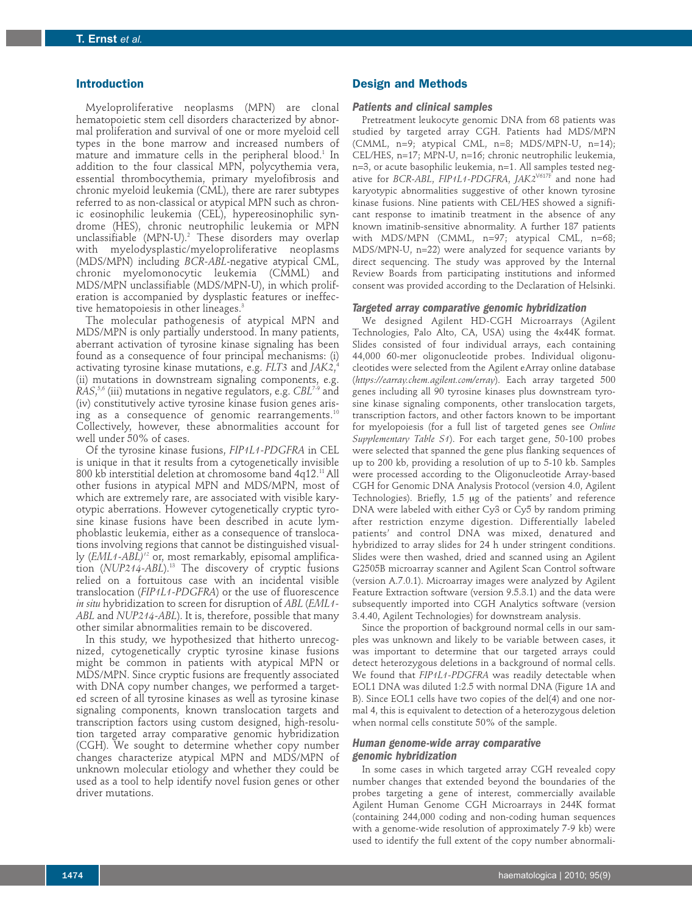## Introduction

Myeloproliferative neoplasms (MPN) are clonal hematopoietic stem cell disorders characterized by abnormal proliferation and survival of one or more myeloid cell types in the bone marrow and increased numbers of mature and immature cells in the peripheral blood.[1] In addition to the four classical MPN, polycythemia vera, essential thrombocythemia, primary myelofibrosis and chronic myeloid leukemia (CML), there are rarer subtypes referred to as non-classical or atypical MPN such as chronic eosinophilic leukemia (CEL), hypereosinophilic syndrome (HES), chronic neutrophilic leukemia or MPN unclassifiable (MPN-U).[2] These disorders may overlap with myelodysplastic/myeloproliferative neoplasms (MDS/MPN) including *BCR-ABL*-negative atypical CML, chronic myelomonocytic leukemia (CMML) and MDS/MPN unclassifiable (MDS/MPN-U), in which proliferation is accompanied by dysplastic features or ineffective hematopoiesis in other lineages.[3]

The molecular pathogenesis of atypical MPN and MDS/MPN is only partially understood. In many patients, aberrant activation of tyrosine kinase signaling has been found as a consequence of four principal mechanisms: (i) activating tyrosine kinase mutations, e.g. *FLT3* and *JAK2*,[4] (ii) mutations in downstream signaling components, e.g. *RAS*,[5,6] (iii) mutations in negative regulators, e.g. *CBL*[7-9] and (iv) constitutively active tyrosine kinase fusion genes arising as a consequence of genomic rearrangements.[10] Collectively, however, these abnormalities account for well under 50% of cases.

Of the tyrosine kinase fusions, *FIP1L1-PDGFRA* in CEL is unique in that it results from a cytogenetically invisible 800 kb interstitial deletion at chromosome band 4q12.[11] All other fusions in atypical MPN and MDS/MPN, most of which are extremely rare, are associated with visible karyotypic aberrations. However cytogenetically cryptic tyrosine kinase fusions have been described in acute lymphoblastic leukemia, either as a consequence of translocations involving regions that cannot be distinguished visually (*EML1-ABL*)[12] or, most remarkably, episomal amplification (*NUP214-ABL*).[13] The discovery of cryptic fusions relied on a fortuitous case with an incidental visible translocation (*FIP1L1-PDGFRA*) or the use of fluorescence *in situ* hybridization to screen for disruption of *ABL* (*EML1-ABL* and *NUP214-ABL*). It is, therefore, possible that many other similar abnormalities remain to be discovered.

In this study, we hypothesized that hitherto unrecognized, cytogenetically cryptic tyrosine kinase fusions might be common in patients with atypical MPN or MDS/MPN. Since cryptic fusions are frequently associated with DNA copy number changes, we performed a targeted screen of all tyrosine kinases as well as tyrosine kinase signaling components, known translocation targets and transcription factors using custom designed, high-resolution targeted array comparative genomic hybridization (CGH). We sought to determine whether copy number changes characterize atypical MPN and MDS/MPN of unknown molecular etiology and whether they could be used as a tool to help identify novel fusion genes or other driver mutations.

## Design and Methods

### Patients and clinical samples

Pretreatment leukocyte genomic DNA from 68 patients was studied by targeted array CGH. Patients had MDS/MPN (CMML, n=9; atypical CML, n=8; MDS/MPN-U, n=14); CEL/HES, n=17; MPN-U, n=16; chronic neutrophilic leukemia, n=3, or acute basophilic leukemia, n=1. All samples tested negative for *BCR-ABL*, *FIP1L1-PDGFRA*, *JAK2*$^{V617F}$ and none had karyotypic abnormalities suggestive of other known tyrosine kinase fusions. Nine patients with CEL/HES showed a significant response to imatinib treatment in the absence of any known imatinib-sensitive abnormality. A further 187 patients with MDS/MPN (CMML, n=97; atypical CML, n=68; MDS/MPN-U, n=22) were analyzed for sequence variants by direct sequencing. The study was approved by the Internal Review Boards from participating institutions and informed consent was provided according to the Declaration of Helsinki.

### Targeted array comparative genomic hybridization

We designed Agilent HD-CGH Microarrays (Agilent Technologies, Palo Alto, CA, USA) using the 4x44K format. Slides consisted of four individual arrays, each containing 44,000 60-mer oligonucleotide probes. Individual oligonucleotides were selected from the Agilent eArray online database (*https://earray.chem.agilent.com/earray*). Each array targeted 500 genes including all 90 tyrosine kinases plus downstream tyrosine kinase signaling components, other translocation targets, transcription factors, and other factors known to be important for myelopoiesis (for a full list of targeted genes see *Online Supplementary Table S1*). For each target gene, 50-100 probes were selected that spanned the gene plus flanking sequences of up to 200 kb, providing a resolution of up to 5-10 kb. Samples were processed according to the Oligonucleotide Array-based CGH for Genomic DNA Analysis Protocol (version 4.0, Agilent Technologies). Briefly, 1.5 μg of the patients' and reference DNA were labeled with either Cy3 or Cy5 by random priming after restriction enzyme digestion. Differentially labeled patients' and control DNA was mixed, denatured and hybridized to array slides for 24 h under stringent conditions. Slides were then washed, dried and scanned using an Agilent G2505B microarray scanner and Agilent Scan Control software (version A.7.0.1). Microarray images were analyzed by Agilent Feature Extraction software (version 9.5.3.1) and the data were subsequently imported into CGH Analytics software (version 3.4.40, Agilent Technologies) for downstream analysis.

Since the proportion of background normal cells in our samples was unknown and likely to be variable between cases, it was important to determine that our targeted arrays could detect heterozygous deletions in a background of normal cells. We found that *FIP1L1-PDGFRA* was readily detectable when EOL1 DNA was diluted 1:2.5 with normal DNA (Figure 1A and B). Since EOL1 cells have two copies of the del(4) and one normal 4, this is equivalent to detection of a heterozygous deletion when normal cells constitute 50% of the sample.

### Human genome-wide array comparative genomic hybridization

In some cases in which targeted array CGH revealed copy number changes that extended beyond the boundaries of the probes targeting a gene of interest, commercially available Agilent Human Genome CGH Microarrays in 244K format (containing 244,000 coding and non-coding human sequences with a genome-wide resolution of approximately 7-9 kb) were used to identify the full extent of the copy number abnormali-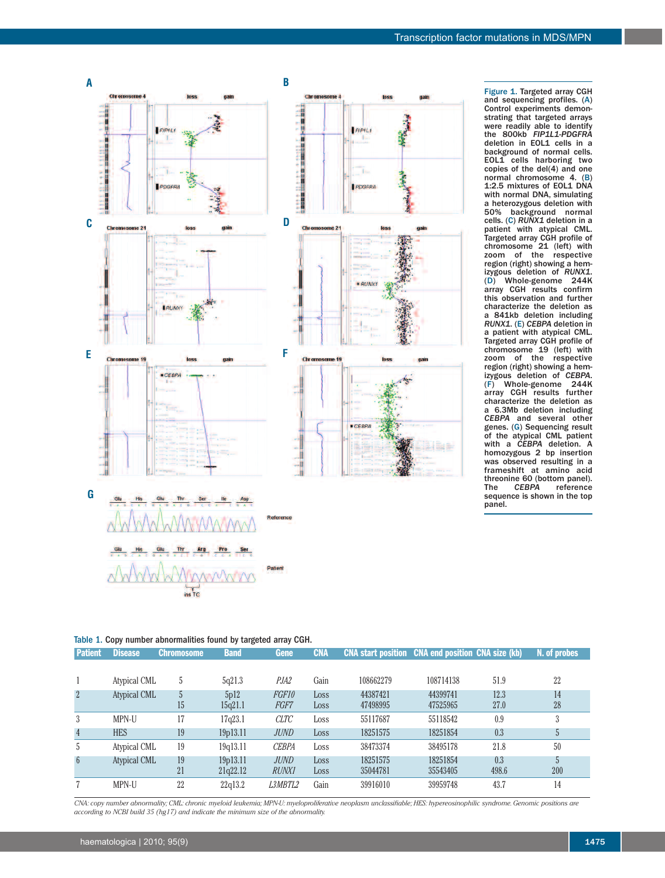**Figure 1.** Targeted array CGH and sequencing profiles. (A) Control experiments demonstrating that targeted arrays were readily able to identify the 800kb *FIP1L1-PDGFRA* deletion in EOL1 cells in a background of normal cells. EOL1 cells harboring two copies of the del(4) and one normal chromosome 4. (B) 1:2.5 mixtures of EOL1 DNA with normal DNA, simulating a heterozygous deletion with 50% background normal cells. (C) *RUNX1* deletion in a patient with atypical CML. Targeted array CGH profile of chromosome 21 (left) with zoom of the respective region (right) showing a hemizygous deletion of *RUNX1*. (D) Whole-genome 244K array CGH results confirm this observation and further characterize the deletion as a 841kb deletion including *RUNX1*. (E) *CEBPA* deletion in a patient with atypical CML. Targeted array CGH profile of chromosome 19 (left) with zoom of the respective region (right) showing a hemizygous deletion of *CEBPA*. (F) Whole-genome 244K array CGH results further characterize the deletion as a 6.3Mb deletion including *CEBPA* and several other genes. (G) Sequencing result of the atypical CML patient with a *CEBPA* deletion. A homozygous 2 bp insertion was observed resulting in a frameshift at amino acid threonine 60 (bottom panel). The *CEBPA* reference sequence is shown in the top panel.

Table 1. Copy number abnormalities found by targeted array CGH.

| Patient | Disease | Chromosome | Band | Gene | CNA | CNA start position | CNA end position | CNA size (kb) | N. of probes |
|---|---|---|---|---|---|---|---|---|---|
| 1 | Atypical CML | 5 | 5q21.3 | *PJA2* | Gain | 108662279 | 108714138 | 51.9 | 22 |
| 2 | Atypical CML | 5 | 5p12 | *FGF10* | Loss | 44387421 | 44399741 | 12.3 | 14 |
| | | 15 | 15q21.1 | *FGF7* | Loss | 47498995 | 47525965 | 27.0 | 28 |
| 3 | MPN-U | 17 | 17q23.1 | *CLTC* | Loss | 55117687 | 55118542 | 0.9 | 3 |
| 4 | HES | 19 | 19p13.11 | *JUND* | Loss | 18251575 | 18251854 | 0.3 | 5 |
| 5 | Atypical CML | 19 | 19q13.11 | *CEBPA* | Loss | 38473374 | 38495178 | 21.8 | 50 |
| 6 | Atypical CML | 19 | 19p13.11 | *JUND* | Loss | 18251575 | 18251854 | 0.3 | 5 |
| | | 21 | 21q22.12 | *RUNX1* | Loss | 35044781 | 35543405 | 498.6 | 200 |
| 7 | MPN-U | 22 | 22q13.2 | *L3MBTL2* | Gain | 39916010 | 39959748 | 43.7 | 14 |

*CNA: copy number abnormality; CML: chronic myeloid leukemia; MPN-U: myeloproliferative neoplasm unclassifiable; HES: hypereosinophilic syndrome. Genomic positions are according to NCBI build 35 (hg17) and indicate the minimum size of the abnormality.*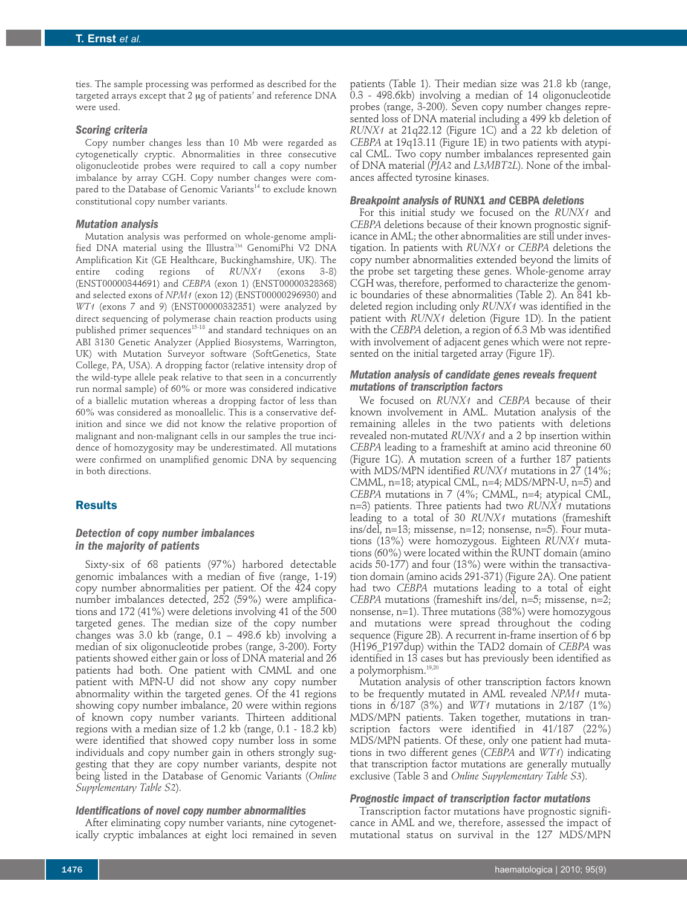ties. The sample processing was performed as described for the targeted arrays except that 2 μg of patients' and reference DNA were used.

### *Scoring criteria*

Copy number changes less than 10 Mb were regarded as cytogenetically cryptic. Abnormalities in three consecutive oligonucleotide probes were required to call a copy number imbalance by array CGH. Copy number changes were compared to the Database of Genomic Variants[14] to exclude known constitutional copy number variants.

### *Mutation analysis*

Mutation analysis was performed on whole-genome amplified DNA material using the Illustra™ GenomiPhi V2 DNA Amplification Kit (GE Healthcare, Buckinghamshire, UK). The entire coding regions of *RUNX1* (exons 3-8) (ENST00000344691) and *CEBPA* (exon 1) (ENST00000328368) and selected exons of *NPM1* (exon 12) (ENST00000296930) and *WT1* (exons 7 and 9) (ENST00000332351) were analyzed by direct sequencing of polymerase chain reaction products using published primer sequences[15-18] and standard techniques on an ABI 3130 Genetic Analyzer (Applied Biosystems, Warrington, UK) with Mutation Surveyor software (SoftGenetics, State College, PA, USA). A dropping factor (relative intensity drop of the wild-type allele peak relative to that seen in a concurrently run normal sample) of 60% or more was considered indicative of a biallelic mutation whereas a dropping factor of less than 60% was considered as monoallelic. This is a conservative definition and since we did not know the relative proportion of malignant and non-malignant cells in our samples the true incidence of homozygosity may be underestimated. All mutations were confirmed on unamplified genomic DNA by sequencing in both directions.

## Results

### *Detection of copy number imbalances in the majority of patients*

Sixty-six of 68 patients (97%) harbored detectable genomic imbalances with a median of five (range, 1-19) copy number abnormalities per patient. Of the 424 copy number imbalances detected, 252 (59%) were amplifications and 172 (41%) were deletions involving 41 of the 500 targeted genes. The median size of the copy number changes was 3.0 kb (range, 0.1 – 498.6 kb) involving a median of six oligonucleotide probes (range, 3-200). Forty patients showed either gain or loss of DNA material and 26 patients had both. One patient with CMML and one patient with MPN-U did not show any copy number abnormality within the targeted genes. Of the 41 regions showing copy number imbalance, 20 were within regions of known copy number variants. Thirteen additional regions with a median size of 1.2 kb (range, 0.1 - 18.2 kb) were identified that showed copy number loss in some individuals and copy number gain in others strongly suggesting that they are copy number variants, despite not being listed in the Database of Genomic Variants (*Online Supplementary Table S2*).

### *Identifications of novel copy number abnormalities*

After eliminating copy number variants, nine cytogenetically cryptic imbalances at eight loci remained in seven patients (Table 1). Their median size was 21.8 kb (range, 0.3 - 498.6kb) involving a median of 14 oligonucleotide probes (range, 3-200). Seven copy number changes represented loss of DNA material including a 499 kb deletion of *RUNX1* at 21q22.12 (Figure 1C) and a 22 kb deletion of *CEBPA* at 19q13.11 (Figure 1E) in two patients with atypical CML. Two copy number imbalances represented gain of DNA material (*PJA2* and *L3MBT2L*). None of the imbalances affected tyrosine kinases.

### *Breakpoint analysis of* RUNX1 *and* CEBPA *deletions*

For this initial study we focused on the *RUNX1* and *CEBPA* deletions because of their known prognostic significance in AML; the other abnormalities are still under investigation. In patients with *RUNX1* or *CEBPA* deletions the copy number abnormalities extended beyond the limits of the probe set targeting these genes. Whole-genome array CGH was, therefore, performed to characterize the genomic boundaries of these abnormalities (Table 2). An 841 kb-deleted region including only *RUNX1* was identified in the patient with *RUNX1* deletion (Figure 1D). In the patient with the *CEBPA* deletion, a region of 6.3 Mb was identified with involvement of adjacent genes which were not represented on the initial targeted array (Figure 1F).

### *Mutation analysis of candidate genes reveals frequent mutations of transcription factors*

We focused on *RUNX1* and *CEBPA* because of their known involvement in AML. Mutation analysis of the remaining alleles in the two patients with deletions revealed non-mutated *RUNX1* and a 2 bp insertion within *CEBPA* leading to a frameshift at amino acid threonine 60 (Figure 1G). A mutation screen of a further 187 patients with MDS/MPN identified *RUNX1* mutations in 27 (14%; CMML, n=18; atypical CML, n=4; MDS/MPN-U, n=5) and *CEBPA* mutations in 7 (4%; CMML, n=4; atypical CML, n=3) patients. Three patients had two *RUNX1* mutations leading to a total of 30 *RUNX1* mutations (frameshift ins/del, n=13; missense, n=12; nonsense, n=5). Four mutations (13%) were homozygous. Eighteen *RUNX1* mutations (60%) were located within the RUNT domain (amino acids 50-177) and four (13%) were within the transactivation domain (amino acids 291-371) (Figure 2A). One patient had two *CEBPA* mutations leading to a total of eight *CEBPA* mutations (frameshift ins/del, n=5; missense, n=2; nonsense, n=1). Three mutations (38%) were homozygous and mutations were spread throughout the coding sequence (Figure 2B). A recurrent in-frame insertion of 6 bp (H196_P197dup) within the TAD2 domain of *CEBPA* was identified in 13 cases but has previously been identified as a polymorphism.[19,20]

Mutation analysis of other transcription factors known to be frequently mutated in AML revealed *NPM1* mutations in 6/187 (3%) and *WT1* mutations in 2/187 (1%) MDS/MPN patients. Taken together, mutations in transcription factors were identified in 41/187 (22%) MDS/MPN patients. Of these, only one patient had mutations in two different genes (*CEBPA* and *WT1*) indicating that transcription factor mutations are generally mutually exclusive (Table 3 and *Online Supplementary Table S3*).

### *Prognostic impact of transcription factor mutations*

Transcription factor mutations have prognostic significance in AML and we, therefore, assessed the impact of mutational status on survival in the 127 MDS/MPN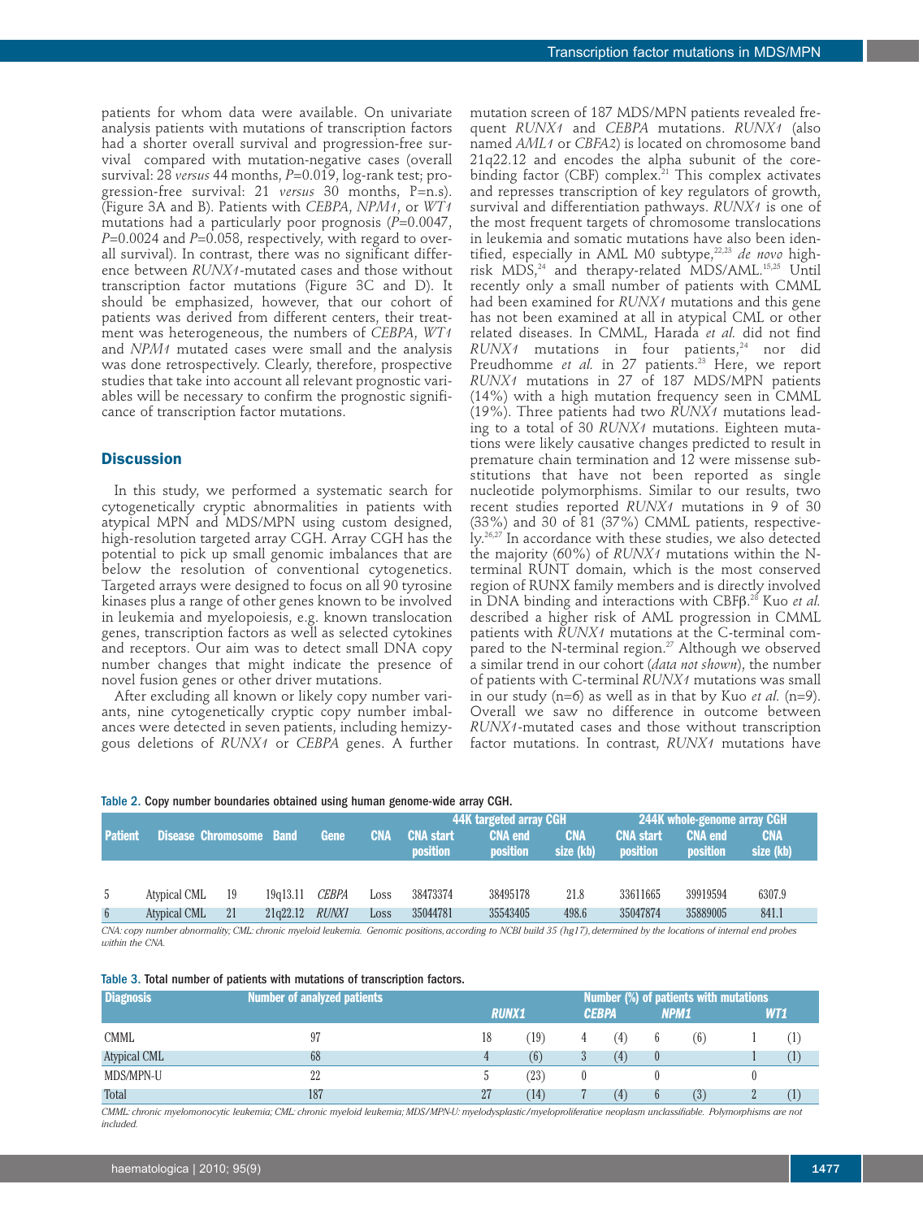patients for whom data were available. On univariate analysis patients with mutations of transcription factors had a shorter overall survival and progression-free survival compared with mutation-negative cases (overall survival: 28 *versus* 44 months, *P*=0.019, log-rank test; progression-free survival: 21 *versus* 30 months, P=n.s.). (Figure 3A and B). Patients with *CEBPA*, *NPM1*, or *WT1* mutations had a particularly poor prognosis (*P*=0.0047, *P*=0.0024 and *P*=0.058, respectively, with regard to overall survival). In contrast, there was no significant difference between *RUNX1*-mutated cases and those without transcription factor mutations (Figure 3C and D). It should be emphasized, however, that our cohort of patients was derived from different centers, their treatment was heterogeneous, the numbers of *CEBPA*, *WT1* and *NPM1* mutated cases were small and the analysis was done retrospectively. Clearly, therefore, prospective studies that take into account all relevant prognostic variables will be necessary to confirm the prognostic significance of transcription factor mutations.

## Discussion

In this study, we performed a systematic search for cytogenetically cryptic abnormalities in patients with atypical MPN and MDS/MPN using custom designed, high-resolution targeted array CGH. Array CGH has the potential to pick up small genomic imbalances that are below the resolution of conventional cytogenetics. Targeted arrays were designed to focus on all 90 tyrosine kinases plus a range of other genes known to be involved in leukemia and myelopoiesis, e.g. known translocation genes, transcription factors as well as selected cytokines and receptors. Our aim was to detect small DNA copy number changes that might indicate the presence of novel fusion genes or other driver mutations.

After excluding all known or likely copy number variants, nine cytogenetically cryptic copy number imbalances were detected in seven patients, including hemizygous deletions of *RUNX1* or *CEBPA* genes. A further mutation screen of 187 MDS/MPN patients revealed frequent *RUNX1* and *CEBPA* mutations. *RUNX1* (also named *AML1* or *CBFA2*) is located on chromosome band 21q22.12 and encodes the alpha subunit of the core-binding factor (CBF) complex.[21] This complex activates and represses transcription of key regulators of growth, survival and differentiation pathways. *RUNX1* is one of the most frequent targets of chromosome translocations in leukemia and somatic mutations have also been identified, especially in AML M0 subtype,[22,23] *de novo* high-risk MDS,[24] and therapy-related MDS/AML.[15,25] Until recently only a small number of patients with CMML had been examined for *RUNX1* mutations and this gene has not been examined at all in atypical CML or other related diseases. In CMML, Harada *et al.* did not find *RUNX1* mutations in four patients,[24] nor did Preudhomme *et al.* in 27 patients.[23] Here, we report *RUNX1* mutations in 27 of 187 MDS/MPN patients (14%) with a high mutation frequency seen in CMML (19%). Three patients had two *RUNX1* mutations leading to a total of 30 *RUNX1* mutations. Eighteen mutations were likely causative changes predicted to result in premature chain termination and 12 were missense substitutions that have not been reported as single nucleotide polymorphisms. Similar to our results, two recent studies reported *RUNX1* mutations in 9 of 30 (33%) and 30 of 81 (37%) CMML patients, respectively.[26,27] In accordance with these studies, we also detected the majority (60%) of *RUNX1* mutations within the N-terminal RUNT domain, which is the most conserved region of RUNX family members and is directly involved in DNA binding and interactions with CBFβ.[28] Kuo *et al.* described a higher risk of AML progression in CMML patients with *RUNX1* mutations at the C-terminal compared to the N-terminal region.[27] Although we observed a similar trend in our cohort (*data not shown*), the number of patients with C-terminal *RUNX1* mutations was small in our study (n=6) as well as in that by Kuo *et al.* (n=9). Overall we saw no difference in outcome between *RUNX1*-mutated cases and those without transcription factor mutations. In contrast, *RUNX1* mutations have

Table 2. Copy number boundaries obtained using human genome-wide array CGH.

| Patient | Disease | Chromosome | Band | Gene | CNA | 44K targeted array CGH | | | 244K whole-genome array CGH | | |
|---|---|---|---|---|---|---|---|---|---|---|---|
| | | | | | | CNA start position | CNA end position | CNA size (kb) | CNA start position | CNA end position | CNA size (kb) |
| 5 | Atypical CML | 19 | 19q13.11 | *CEBPA* | Loss | 38473374 | 38495178 | 21.8 | 33611665 | 39919594 | 6307.9 |
| 6 | Atypical CML | 21 | 21q22.12 | *RUNX1* | Loss | 35044781 | 35543405 | 498.6 | 35047874 | 35889005 | 841.1 |

*CNA: copy number abnormality; CML: chronic myeloid leukemia. Genomic positions, according to NCBI build 35 (hg17), determined by the locations of internal end probes within the CNA.*

Table 3. Total number of patients with mutations of transcription factors.

| Diagnosis | Number of analyzed patients | Number (%) of patients with mutations | | | | | | | |
|---|---|---|---|---|---|---|---|---|---|
| | | *RUNX1* | | *CEBPA* | | *NPM1* | | *WT1* | |
| CMML | 97 | 18 | (19) | 4 | (4) | 6 | (6) | 1 | (1) |
| Atypical CML | 68 | 4 | (6) | 3 | (4) | 0 | | 1 | (1) |
| MDS/MPN-U | 22 | 5 | (23) | 0 | | 0 | | 0 | |
| Total | 187 | 27 | (14) | 7 | (4) | 6 | (3) | 2 | (1) |

*CMML: chronic myelomonocytic leukemia; CML: chronic myeloid leukemia; MDS/MPN-U: myelodysplastic/myeloproliferative neoplasm unclassifiable. Polymorphisms are not included.*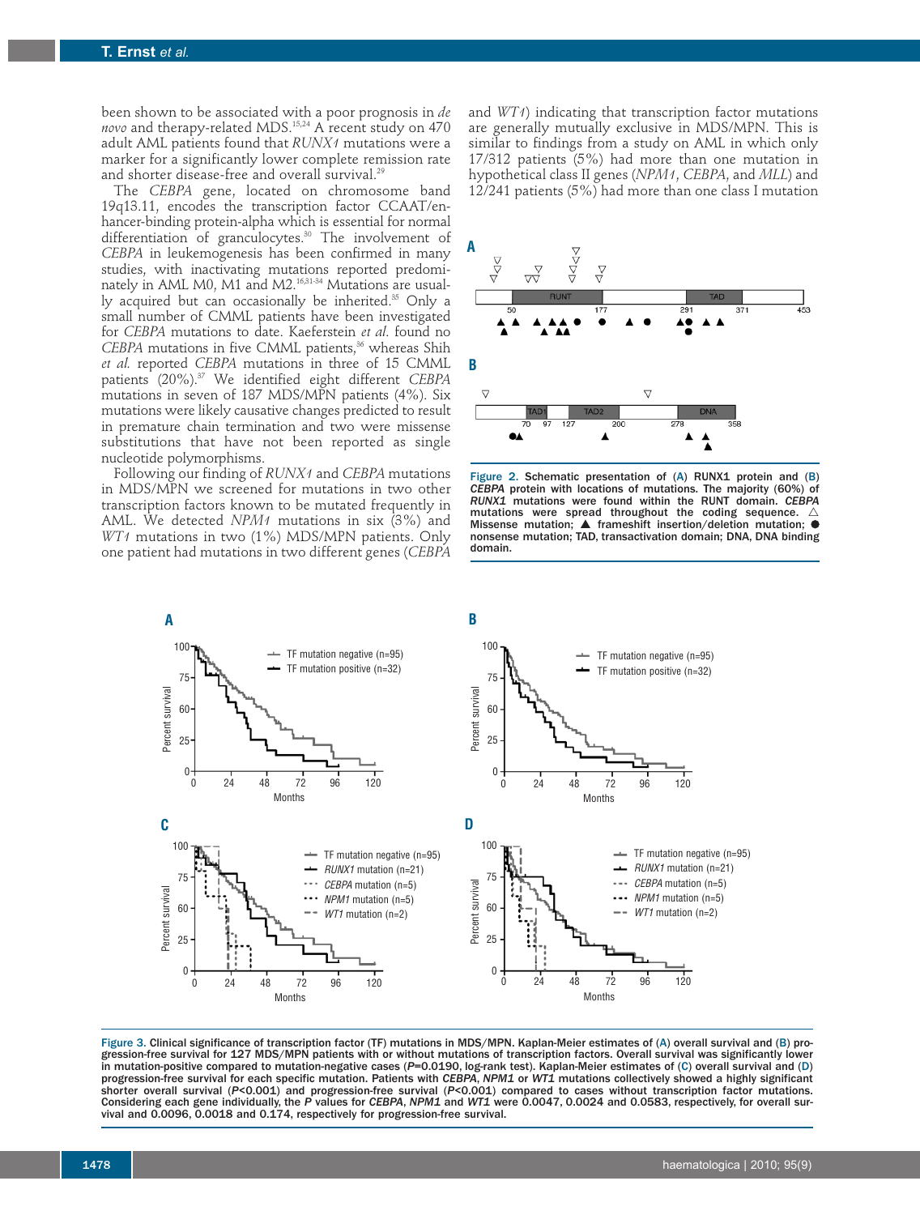been shown to be associated with a poor prognosis in *de novo* and therapy-related MDS.[15,24] A recent study on 470 adult AML patients found that *RUNX1* mutations were a marker for a significantly lower complete remission rate and shorter disease-free and overall survival.[29]

The *CEBPA* gene, located on chromosome band 19q13.11, encodes the transcription factor CCAAT/enhancer-binding protein-alpha which is essential for normal differentiation of granulocytes.[30] The involvement of *CEBPA* in leukemogenesis has been confirmed in many studies, with inactivating mutations reported predominately in AML M0, M1 and M2.[16,31-34] Mutations are usually acquired but can occasionally be inherited.[35] Only a small number of CMML patients have been investigated for *CEBPA* mutations to date. Kaeferstein *et al.* found no *CEBPA* mutations in five CMML patients,[36] whereas Shih *et al.* reported *CEBPA* mutations in three of 15 CMML patients (20%).[37] We identified eight different *CEBPA* mutations in seven of 187 MDS/MPN patients (4%). Six mutations were likely causative changes predicted to result in premature chain termination and two were missense substitutions that have not been reported as single nucleotide polymorphisms.

Following our finding of *RUNX1* and *CEBPA* mutations in MDS/MPN we screened for mutations in two other transcription factors known to be mutated frequently in AML. We detected *NPM1* mutations in six (3%) and *WT1* mutations in two (1%) MDS/MPN patients. Only one patient had mutations in two different genes (*CEBPA* and *WT1*) indicating that transcription factor mutations are generally mutually exclusive in MDS/MPN. This is similar to findings from a study on AML in which only 17/312 patients (5%) had more than one mutation in hypothetical class II genes (*NPM1*, *CEBPA*, and *MLL*) and 12/241 patients (5%) had more than one class I mutation

**Figure 2.** Schematic presentation of (A) RUNX1 protein and (B) *CEBPA* protein with locations of mutations. The majority (60%) of *RUNX1* mutations were found within the RUNT domain. *CEBPA* mutations were spread throughout the coding sequence. △ Missense mutation; ▲ frameshift insertion/deletion mutation; ● nonsense mutation; TAD, transactivation domain; DNA, DNA binding domain.

**Figure 3.** Clinical significance of transcription factor (TF) mutations in MDS/MPN. Kaplan-Meier estimates of (A) overall survival and (B) progression-free survival for 127 MDS/MPN patients with or without mutations of transcription factors. Overall survival was significantly lower in mutation-positive compared to mutation-negative cases ($P$=0.0190, log-rank test). Kaplan-Meier estimates of (C) overall survival and (D) progression-free survival for each specific mutation. Patients with *CEBPA*, *NPM1* or *WT1* mutations collectively showed a highly significant shorter overall survival ($P$<0.001) and progression-free survival ($P$<0.001) compared to cases without transcription factor mutations. Considering each gene individually, the $P$ values for *CEBPA*, *NPM1* and *WT1* were 0.0047, 0.0024 and 0.0583, respectively, for overall survival and 0.0096, 0.0018 and 0.174, respectively for progression-free survival.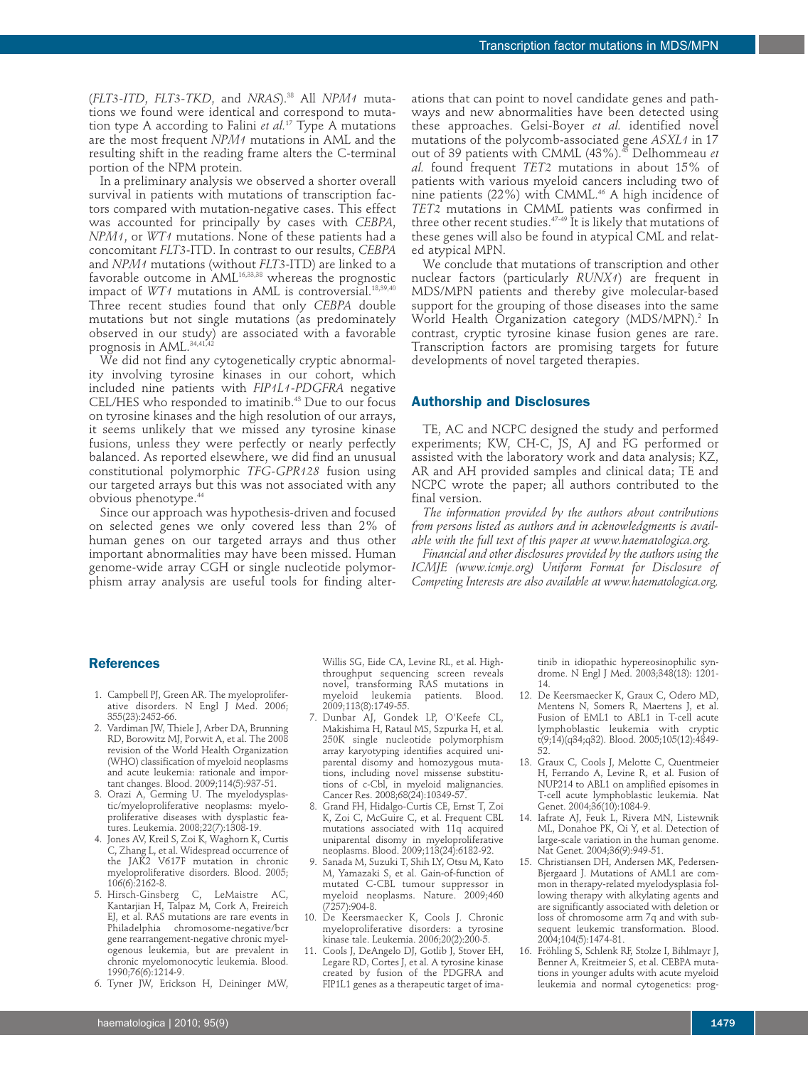(*FLT3-ITD*, *FLT3-TKD*, and *NRAS*).[38] All *NPM1* mutations we found were identical and correspond to mutation type A according to Falini *et al.*[17] Type A mutations are the most frequent *NPM1* mutations in AML and the resulting shift in the reading frame alters the C-terminal portion of the NPM protein.

In a preliminary analysis we observed a shorter overall survival in patients with mutations of transcription factors compared with mutation-negative cases. This effect was accounted for principally by cases with *CEBPA*, *NPM1*, or *WT1* mutations. None of these patients had a concomitant *FLT3*-ITD. In contrast to our results, *CEBPA* and *NPM1* mutations (without *FLT3*-ITD) are linked to a favorable outcome in AML[16,33,38] whereas the prognostic impact of *WT1* mutations in AML is controversial.[18,39,40] Three recent studies found that only *CEBPA* double mutations but not single mutations (as predominately observed in our study) are associated with a favorable prognosis in AML.[34,41,42]

We did not find any cytogenetically cryptic abnormality involving tyrosine kinases in our cohort, which included nine patients with *FIP1L1-PDGFRA* negative CEL/HES who responded to imatinib.[43] Due to our focus on tyrosine kinases and the high resolution of our arrays, it seems unlikely that we missed any tyrosine kinase fusions, unless they were perfectly or nearly perfectly balanced. As reported elsewhere, we did find an unusual constitutional polymorphic *TFG-GPR128* fusion using our targeted arrays but this was not associated with any obvious phenotype.[44]

Since our approach was hypothesis-driven and focused on selected genes we only covered less than 2% of human genes on our targeted arrays and thus other important abnormalities may have been missed. Human genome-wide array CGH or single nucleotide polymorphism array analysis are useful tools for finding alterations that can point to novel candidate genes and pathways and new abnormalities have been detected using these approaches. Gelsi-Boyer *et al.* identified novel mutations of the polycomb-associated gene *ASXL1* in 17 out of 39 patients with CMML (43%).[45] Delhommeau *et al.* found frequent *TET2* mutations in about 15% of patients with various myeloid cancers including two of nine patients (22%) with CMML.[46] A high incidence of *TET2* mutations in CMML patients was confirmed in three other recent studies.[47-49] It is likely that mutations of these genes will also be found in atypical CML and related atypical MPN.

We conclude that mutations of transcription and other nuclear factors (particularly *RUNX1*) are frequent in MDS/MPN patients and thereby give molecular-based support for the grouping of those diseases into the same World Health Organization category (MDS/MPN).[2] In contrast, cryptic tyrosine kinase fusion genes are rare. Transcription factors are promising targets for future developments of novel targeted therapies.

## Authorship and Disclosures

TE, AC and NCPC designed the study and performed experiments; KW, CH-C, JS, AJ and FG performed or assisted with the laboratory work and data analysis; KZ, AR and AH provided samples and clinical data; TE and NCPC wrote the paper; all authors contributed to the final version.

*The information provided by the authors about contributions from persons listed as authors and in acknowledgments is available with the full text of this paper at www.haematologica.org.*

*Financial and other disclosures provided by the authors using the ICMJE (www.icmje.org) Uniform Format for Disclosure of Competing Interests are also available at www.haematologica.org.*

## References

1. Campbell PJ, Green AR. The myeloproliferative disorders. N Engl J Med. 2006; 355(23):2452-66.
2. Vardiman JW, Thiele J, Arber DA, Brunning RD, Borowitz MJ, Porwit A, et al. The 2008 revision of the World Health Organization (WHO) classification of myeloid neoplasms and acute leukemia: rationale and important changes. Blood. 2009;114(5):937-51.
3. Orazi A, Germing U. The myelodysplastic/myeloproliferative neoplasms: myeloproliferative diseases with dysplastic features. Leukemia. 2008;22(7):1308-19.
4. Jones AV, Kreil S, Zoi K, Waghorn K, Curtis C, Zhang L, et al. Widespread occurrence of the JAK2 V617F mutation in chronic myeloproliferative disorders. Blood. 2005; 106(6):2162-8.
5. Hirsch-Ginsberg C, LeMaistre AC, Kantarjian H, Talpaz M, Cork A, Freireich EJ, et al. RAS mutations are rare events in Philadelphia chromosome-negative/bcr gene rearrangement-negative chronic myelogenous leukemia, but are prevalent in chronic myelomonocytic leukemia. Blood. 1990;76(6):1214-9.
6. Tyner JW, Erickson H, Deininger MW, Willis SG, Eide CA, Levine RL, et al. High-throughput sequencing screen reveals novel, transforming RAS mutations in myeloid leukemia patients. Blood. 2009;113(8):1749-55.
7. Dunbar AJ, Gondek LP, O'Keefe CL, Makishima H, Rataul MS, Szpurka H, et al. 250K single nucleotide polymorphism array karyotyping identifies acquired uniparental disomy and homozygous mutations, including novel missense substitutions of c-Cbl, in myeloid malignancies. Cancer Res. 2008;68(24):10349-57.
8. Grand FH, Hidalgo-Curtis CE, Ernst T, Zoi K, Zoi C, McGuire C, et al. Frequent CBL mutations associated with 11q acquired uniparental disomy in myeloproliferative neoplasms. Blood. 2009;113(24):6182-92.
9. Sanada M, Suzuki T, Shih LY, Otsu M, Kato M, Yamazaki S, et al. Gain-of-function of mutated C-CBL tumour suppressor in myeloid neoplasms. Nature. 2009;460 (7257):904-8.
10. De Keersmaecker K, Cools J. Chronic myeloproliferative disorders: a tyrosine kinase tale. Leukemia. 2006;20(2):200-5.
11. Cools J, DeAngelo DJ, Gotlib J, Stover EH, Legare RD, Cortes J, et al. A tyrosine kinase created by fusion of the PDGFRA and FIP1L1 genes as a therapeutic target of imatinib in idiopathic hypereosinophilic syndrome. N Engl J Med. 2003;348(13): 1201-14.
12. De Keersmaecker K, Graux C, Odero MD, Mentens N, Somers R, Maertens J, et al. Fusion of EML1 to ABL1 in T-cell acute lymphoblastic leukemia with cryptic t(9;14)(q34;q32). Blood. 2005;105(12):4849-52.
13. Graux C, Cools J, Melotte C, Quentmeier H, Ferrando A, Levine R, et al. Fusion of NUP214 to ABL1 on amplified episomes in T-cell acute lymphoblastic leukemia. Nat Genet. 2004;36(10):1084-9.
14. Iafrate AJ, Feuk L, Rivera MN, Listewnik ML, Donahoe PK, Qi Y, et al. Detection of large-scale variation in the human genome. Nat Genet. 2004;36(9):949-51.
15. Christiansen DH, Andersen MK, Pedersen-Bjergaard J. Mutations of AML1 are common in therapy-related myelodysplasia following therapy with alkylating agents and are significantly associated with deletion or loss of chromosome arm 7q and with subsequent leukemic transformation. Blood. 2004;104(5):1474-81.
16. Fröhling S, Schlenk RF, Stolze I, Bihlmayr J, Benner A, Kreitmeier S, et al. CEBPA mutations in younger adults with acute myeloid leukemia and normal cytogenetics: prog-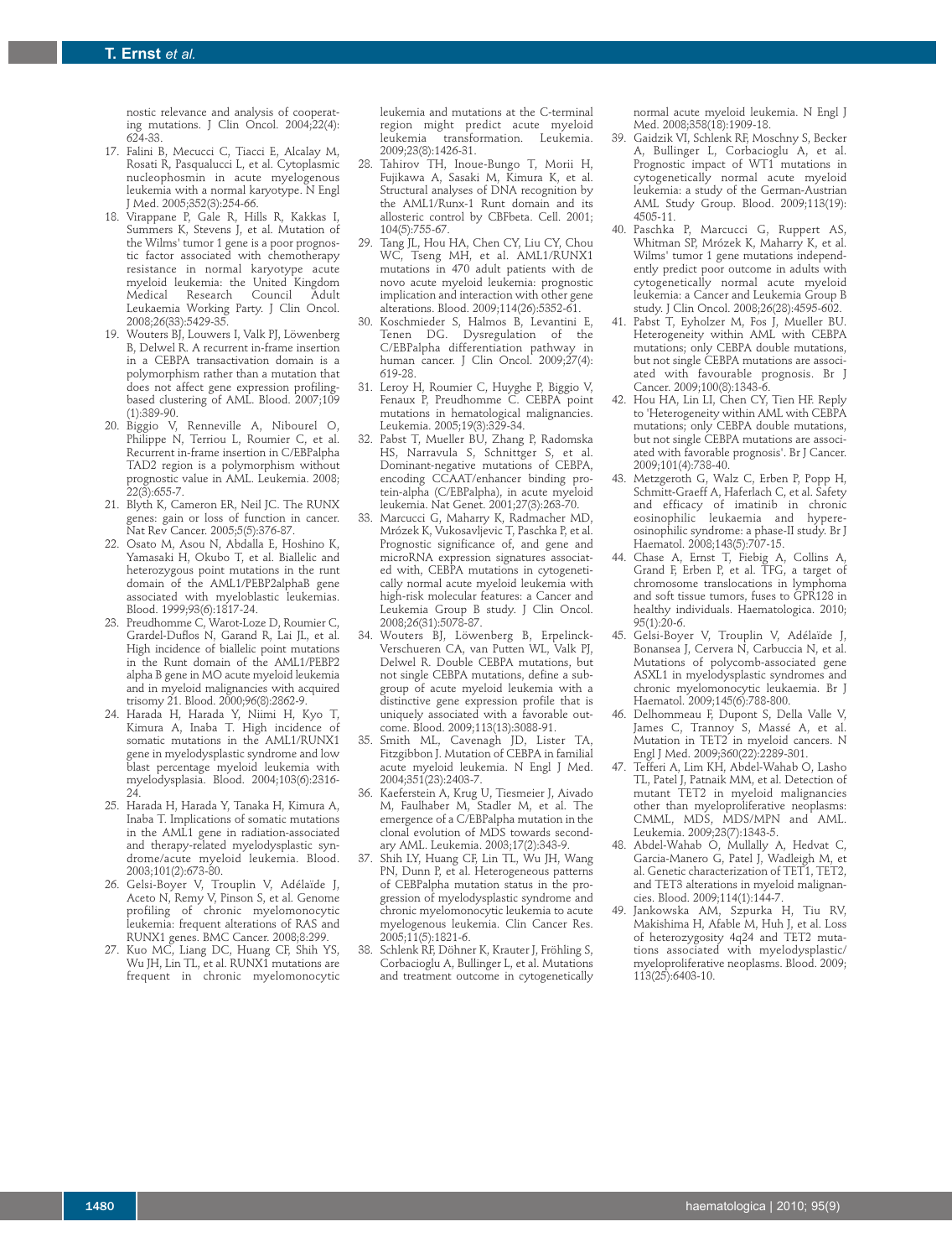nostic relevance and analysis of cooperating mutations. J Clin Oncol. 2004;22(4):624-33.

17. Falini B, Mecucci C, Tiacci E, Alcalay M, Rosati R, Pasqualucci L, et al. Cytoplasmic nucleophosmin in acute myelogenous leukemia with a normal karyotype. N Engl J Med. 2005;352(3):254-66.
18. Virappane P, Gale R, Hills R, Kakkas I, Summers K, Stevens J, et al. Mutation of the Wilms' tumor 1 gene is a poor prognostic factor associated with chemotherapy resistance in normal karyotype acute myeloid leukemia: the United Kingdom Medical Research Council Adult Leukaemia Working Party. J Clin Oncol. 2008;26(33):5429-35.
19. Wouters BJ, Louwers I, Valk PJ, Löwenberg B, Delwel R. A recurrent in-frame insertion in a CEBPA transactivation domain is a polymorphism rather than a mutation that does not affect gene expression profiling-based clustering of AML. Blood. 2007;109(1):389-90.
20. Biggio V, Renneville A, Nibourel O, Philippe N, Terriou L, Roumier C, et al. Recurrent in-frame insertion in C/EBPalpha TAD2 region is a polymorphism without prognostic value in AML. Leukemia. 2008;22(3):655-7.
21. Blyth K, Cameron ER, Neil JC. The RUNX genes: gain or loss of function in cancer. Nat Rev Cancer. 2005;5(5):376-87.
22. Osato M, Asou N, Abdalla E, Hoshino K, Yamasaki H, Okubo T, et al. Biallelic and heterozygous point mutations in the runt domain of the AML1/PEBP2alphaB gene associated with myeloblastic leukemias. Blood. 1999;93(6):1817-24.
23. Preudhomme C, Warot-Loze D, Roumier C, Grardel-Duflos N, Garand R, Lai JL, et al. High incidence of biallelic point mutations in the Runt domain of the AML1/PEBP2 alpha B gene in MO acute myeloid leukemia and in myeloid malignancies with acquired trisomy 21. Blood. 2000;96(8):2862-9.
24. Harada H, Harada Y, Niimi H, Kyo T, Kimura A, Inaba T. High incidence of somatic mutations in the AML1/RUNX1 gene in myelodysplastic syndrome and low blast percentage myeloid leukemia with myelodysplasia. Blood. 2004;103(6):2316-24.
25. Harada H, Harada Y, Tanaka H, Kimura A, Inaba T. Implications of somatic mutations in the AML1 gene in radiation-associated and therapy-related myelodysplastic syndrome/acute myeloid leukemia. Blood. 2003;101(2):673-80.
26. Gelsi-Boyer V, Trouplin V, Adélaïde J, Aceto N, Remy V, Pinson S, et al. Genome profiling of chronic myelomonocytic leukemia: frequent alterations of RAS and RUNX1 genes. BMC Cancer. 2008;8:299.
27. Kuo MC, Liang DC, Huang CF, Shih YS, Wu JH, Lin TL, et al. RUNX1 mutations are frequent in chronic myelomonocytic leukemia and mutations at the C-terminal region might predict acute myeloid leukemia transformation. Leukemia. 2009;23(8):1426-31.
28. Tahirov TH, Inoue-Bungo T, Morii H, Fujikawa A, Sasaki M, Kimura K, et al. Structural analyses of DNA recognition by the AML1/Runx-1 Runt domain and its allosteric control by CBFbeta. Cell. 2001;104(5):755-67.
29. Tang JL, Hou HA, Chen CY, Liu CY, Chou WC, Tseng MH, et al. AML1/RUNX1 mutations in 470 adult patients with de novo acute myeloid leukemia: prognostic implication and interaction with other gene alterations. Blood. 2009;114(26):5352-61.
30. Koschmieder S, Halmos B, Levantini E, Tenen DG. Dysregulation of the C/EBPalpha differentiation pathway in human cancer. J Clin Oncol. 2009;27(4):619-28.
31. Leroy H, Roumier C, Huyghe P, Biggio V, Fenaux P, Preudhomme C. CEBPA point mutations in hematological malignancies. Leukemia. 2005;19(3):329-34.
32. Pabst T, Mueller BU, Zhang P, Radomska HS, Narravula S, Schnittger S, et al. Dominant-negative mutations of CEBPA, encoding CCAAT/enhancer binding protein-alpha (C/EBPalpha), in acute myeloid leukemia. Nat Genet. 2001;27(3):263-70.
33. Marcucci G, Maharry K, Radmacher MD, Mrózek K, Vukosavljevic T, Paschka P, et al. Prognostic significance of, and gene and microRNA expression signatures associated with, CEBPA mutations in cytogenetically normal acute myeloid leukemia with high-risk molecular features: a Cancer and Leukemia Group B study. J Clin Oncol. 2008;26(31):5078-87.
34. Wouters BJ, Löwenberg B, Erpelinck-Verschueren CA, van Putten WL, Valk PJ, Delwel R. Double CEBPA mutations, but not single CEBPA mutations, define a subgroup of acute myeloid leukemia with a distinctive gene expression profile that is uniquely associated with a favorable outcome. Blood. 2009;113(13):3088-91.
35. Smith ML, Cavenagh JD, Lister TA, Fitzgibbon J. Mutation of CEBPA in familial acute myeloid leukemia. N Engl J Med. 2004;351(23):2403-7.
36. Kaeferstein A, Krug U, Tiesmeier J, Aivado M, Faulhaber M, Stadler M, et al. The emergence of a C/EBPalpha mutation in the clonal evolution of MDS towards secondary AML. Leukemia. 2003;17(2):343-9.
37. Shih LY, Huang CF, Lin TL, Wu JH, Wang PN, Dunn P, et al. Heterogeneous patterns of CEBPalpha mutation status in the progression of myelodysplastic syndrome and chronic myelomonocytic leukemia to acute myelogenous leukemia. Clin Cancer Res. 2005;11(5):1821-6.
38. Schlenk RF, Döhner K, Krauter J, Fröhling S, Corbacioglu A, Bullinger L, et al. Mutations and treatment outcome in cytogenetically normal acute myeloid leukemia. N Engl J Med. 2008;358(18):1909-18.
39. Gaidzik VI, Schlenk RF, Moschny S, Becker A, Bullinger L, Corbacioglu A, et al. Prognostic impact of WT1 mutations in cytogenetically normal acute myeloid leukemia: a study of the German-Austrian AML Study Group. Blood. 2009;113(19):4505-11.
40. Paschka P, Marcucci G, Ruppert AS, Whitman SP, Mrózek K, Maharry K, et al. Wilms' tumor 1 gene mutations independently predict poor outcome in adults with cytogenetically normal acute myeloid leukemia: a Cancer and Leukemia Group B study. J Clin Oncol. 2008;26(28):4595-602.
41. Pabst T, Eyholzer M, Fos J, Mueller BU. Heterogeneity within AML with CEBPA mutations; only CEBPA double mutations, but not single CEBPA mutations are associated with favourable prognosis. Br J Cancer. 2009;100(8):1343-6.
42. Hou HA, Lin LI, Chen CY, Tien HF. Reply to 'Heterogeneity within AML with CEBPA mutations; only CEBPA double mutations, but not single CEBPA mutations are associated with favorable prognosis'. Br J Cancer. 2009;101(4):738-40.
43. Metzgeroth G, Walz C, Erben P, Popp H, Schmitt-Graeff A, Haferlach C, et al. Safety and efficacy of imatinib in chronic eosinophilic leukaemia and hypereosinophilic syndrome: a phase-II study. Br J Haematol. 2008;143(5):707-15.
44. Chase A, Ernst T, Fiebig A, Collins A, Grand F, Erben P, et al. TFG, a target of chromosome translocations in lymphoma and soft tissue tumors, fuses to GPR128 in healthy individuals. Haematologica. 2010;95(1):20-6.
45. Gelsi-Boyer V, Trouplin V, Adélaïde J, Bonansea J, Cervera N, Carbuccia N, et al. Mutations of polycomb-associated gene ASXL1 in myelodysplastic syndromes and chronic myelomonocytic leukaemia. Br J Haematol. 2009;145(6):788-800.
46. Delhommeau F, Dupont S, Della Valle V, James C, Trannoy S, Massé A, et al. Mutation in TET2 in myeloid cancers. N Engl J Med. 2009;360(22):2289-301.
47. Tefferi A, Lim KH, Abdel-Wahab O, Lasho TL, Patel J, Patnaik MM, et al. Detection of mutant TET2 in myeloid malignancies other than myeloproliferative neoplasms: CMML, MDS, MDS/MPN and AML. Leukemia. 2009;23(7):1343-5.
48. Abdel-Wahab O, Mullally A, Hedvat C, Garcia-Manero G, Patel J, Wadleigh M, et al. Genetic characterization of TET1, TET2, and TET3 alterations in myeloid malignancies. Blood. 2009;114(1):144-7.
49. Jankowska AM, Szpurka H, Tiu RV, Makishima H, Afable M, Huh J, et al. Loss of heterozygosity 4q24 and TET2 mutations associated with myelodysplastic/myeloproliferative neoplasms. Blood. 2009;113(25):6403-10.